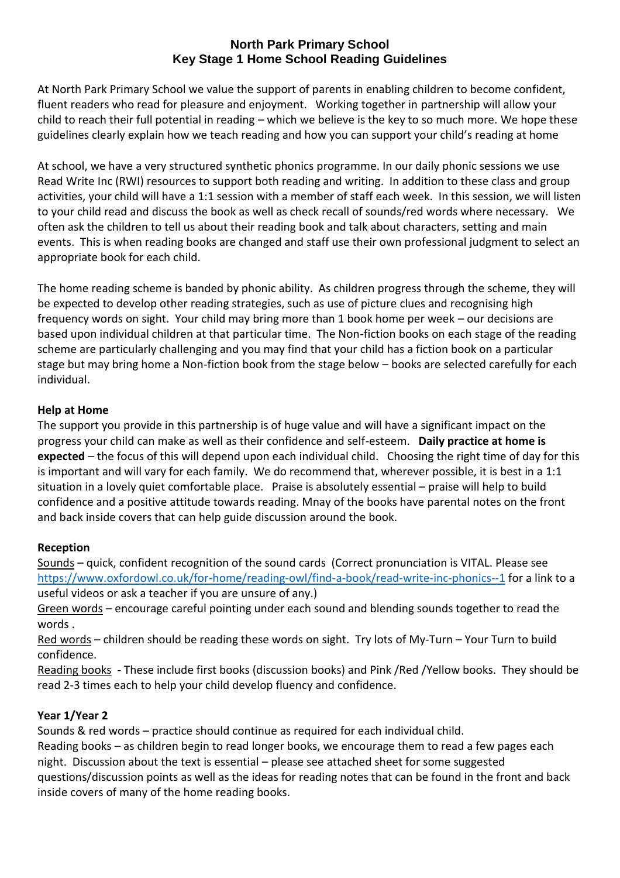# North Park Primary School
## Key Stage 1 Home School Reading Guidelines

At North Park Primary School we value the support of parents in enabling children to become confident, fluent readers who read for pleasure and enjoyment. Working together in partnership will allow your child to reach their full potential in reading – which we believe is the key to so much more. We hope these guidelines clearly explain how we teach reading and how you can support your child's reading at home

At school, we have a very structured synthetic phonics programme. In our daily phonic sessions we use Read Write Inc (RWI) resources to support both reading and writing. In addition to these class and group activities, your child will have a 1:1 session with a member of staff each week. In this session, we will listen to your child read and discuss the book as well as check recall of sounds/red words where necessary. We often ask the children to tell us about their reading book and talk about characters, setting and main events. This is when reading books are changed and staff use their own professional judgment to select an appropriate book for each child.

The home reading scheme is banded by phonic ability. As children progress through the scheme, they will be expected to develop other reading strategies, such as use of picture clues and recognising high frequency words on sight. Your child may bring more than 1 book home per week – our decisions are based upon individual children at that particular time. The Non-fiction books on each stage of the reading scheme are particularly challenging and you may find that your child has a fiction book on a particular stage but may bring home a Non-fiction book from the stage below – books are selected carefully for each individual.

**Help at Home**

The support you provide in this partnership is of huge value and will have a significant impact on the progress your child can make as well as their confidence and self-esteem. **Daily practice at home is expected** – the focus of this will depend upon each individual child. Choosing the right time of day for this is important and will vary for each family. We do recommend that, wherever possible, it is best in a 1:1 situation in a lovely quiet comfortable place. Praise is absolutely essential – praise will help to build confidence and a positive attitude towards reading. Mnay of the books have parental notes on the front and back inside covers that can help guide discussion around the book.

**Reception**

Sounds – quick, confident recognition of the sound cards (Correct pronunciation is VITAL. Please see https://www.oxfordowl.co.uk/for-home/reading-owl/find-a-book/read-write-inc-phonics--1 for a link to a useful videos or ask a teacher if you are unsure of any.)

Green words – encourage careful pointing under each sound and blending sounds together to read the words .

Red words – children should be reading these words on sight. Try lots of My-Turn – Your Turn to build confidence.

Reading books - These include first books (discussion books) and Pink /Red /Yellow books. They should be read 2-3 times each to help your child develop fluency and confidence.

**Year 1/Year 2**

Sounds & red words – practice should continue as required for each individual child.

Reading books – as children begin to read longer books, we encourage them to read a few pages each night. Discussion about the text is essential – please see attached sheet for some suggested questions/discussion points as well as the ideas for reading notes that can be found in the front and back inside covers of many of the home reading books.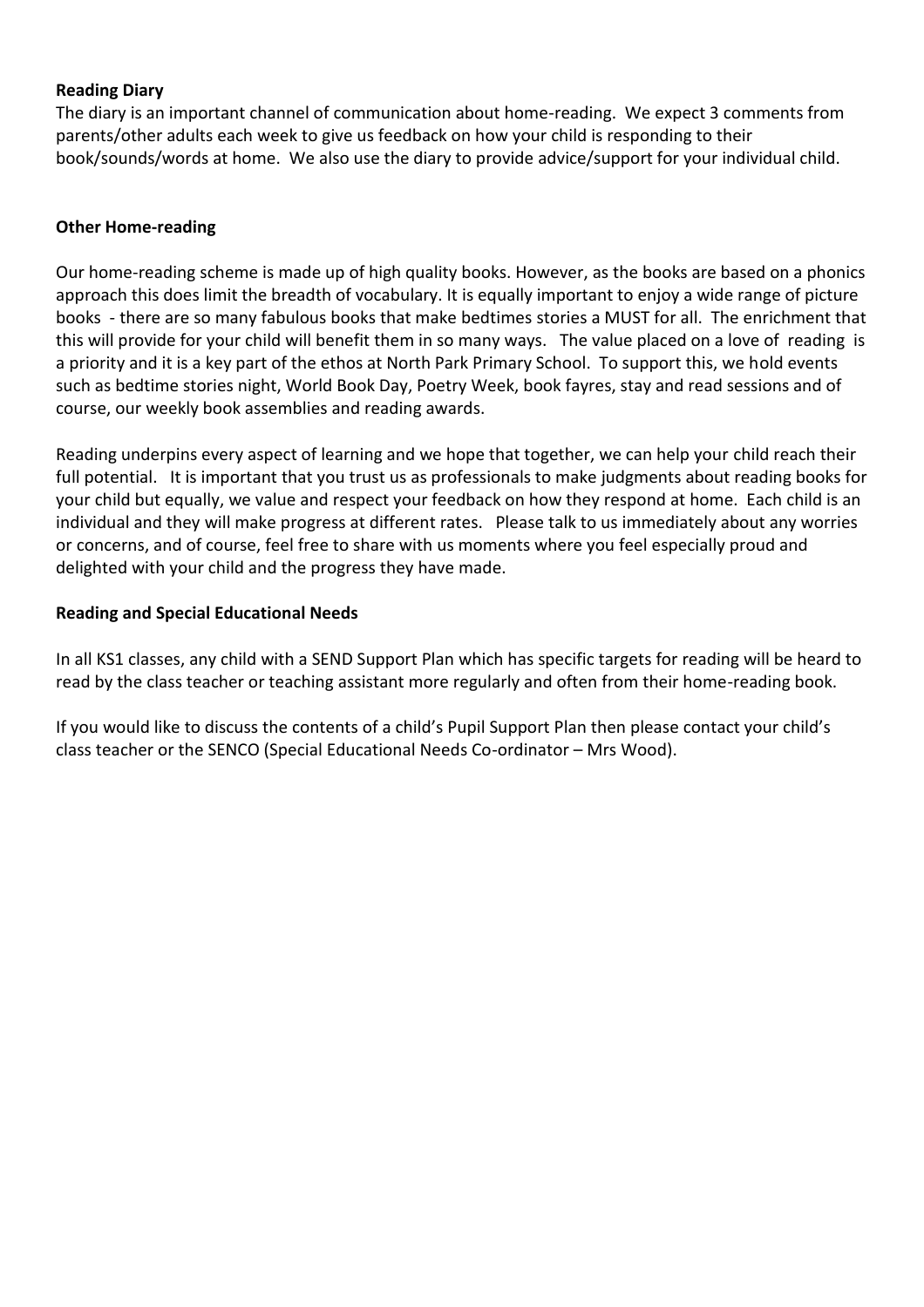**Reading Diary**

The diary is an important channel of communication about home-reading. We expect 3 comments from parents/other adults each week to give us feedback on how your child is responding to their book/sounds/words at home. We also use the diary to provide advice/support for your individual child.

**Other Home-reading**

Our home-reading scheme is made up of high quality books. However, as the books are based on a phonics approach this does limit the breadth of vocabulary. It is equally important to enjoy a wide range of picture books - there are so many fabulous books that make bedtimes stories a MUST for all. The enrichment that this will provide for your child will benefit them in so many ways. The value placed on a love of reading is a priority and it is a key part of the ethos at North Park Primary School. To support this, we hold events such as bedtime stories night, World Book Day, Poetry Week, book fayres, stay and read sessions and of course, our weekly book assemblies and reading awards.

Reading underpins every aspect of learning and we hope that together, we can help your child reach their full potential. It is important that you trust us as professionals to make judgments about reading books for your child but equally, we value and respect your feedback on how they respond at home. Each child is an individual and they will make progress at different rates. Please talk to us immediately about any worries or concerns, and of course, feel free to share with us moments where you feel especially proud and delighted with your child and the progress they have made.

**Reading and Special Educational Needs**

In all KS1 classes, any child with a SEND Support Plan which has specific targets for reading will be heard to read by the class teacher or teaching assistant more regularly and often from their home-reading book.

If you would like to discuss the contents of a child's Pupil Support Plan then please contact your child's class teacher or the SENCO (Special Educational Needs Co-ordinator – Mrs Wood).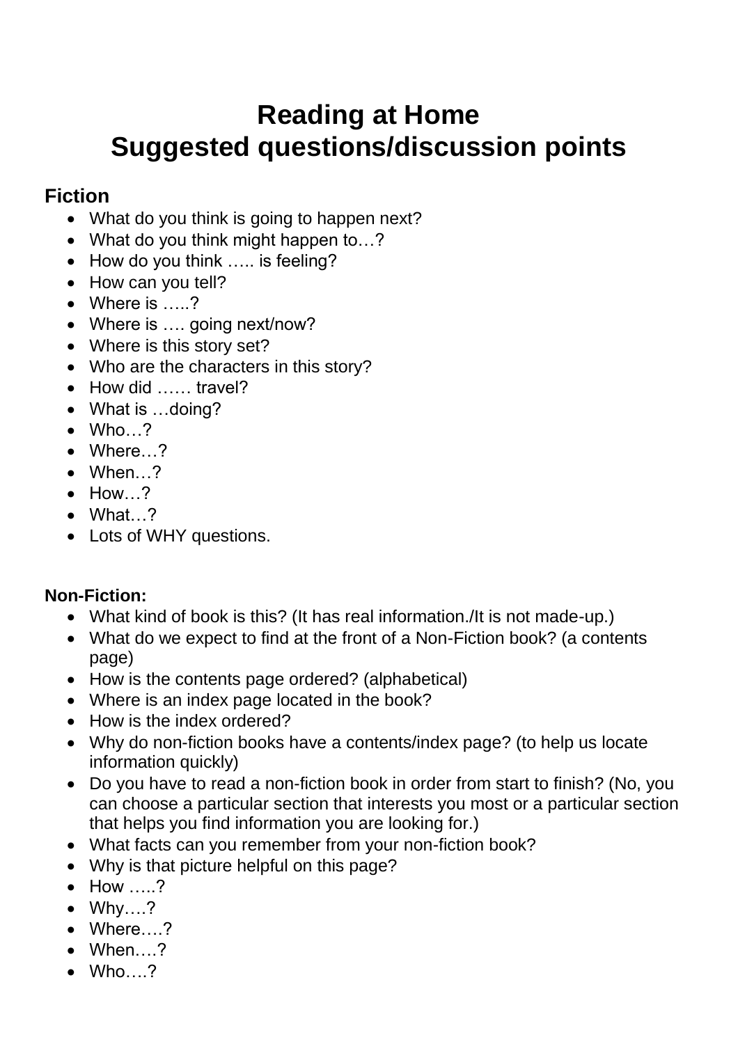# Reading at Home
# Suggested questions/discussion points

## Fiction

- What do you think is going to happen next?
- What do you think might happen to…?
- How do you think ….. is feeling?
- How can you tell?
- Where is …..?
- Where is …. going next/now?
- Where is this story set?
- Who are the characters in this story?
- How did …… travel?
- What is …doing?
- Who…?
- Where…?
- When…?
- How…?
- What…?
- Lots of WHY questions.

### Non-Fiction:

- What kind of book is this? (It has real information./It is not made-up.)
- What do we expect to find at the front of a Non-Fiction book? (a contents page)
- How is the contents page ordered? (alphabetical)
- Where is an index page located in the book?
- How is the index ordered?
- Why do non-fiction books have a contents/index page? (to help us locate information quickly)
- Do you have to read a non-fiction book in order from start to finish? (No, you can choose a particular section that interests you most or a particular section that helps you find information you are looking for.)
- What facts can you remember from your non-fiction book?
- Why is that picture helpful on this page?
- How …..?
- Why….?
- Where….?
- When….?
- Who….?